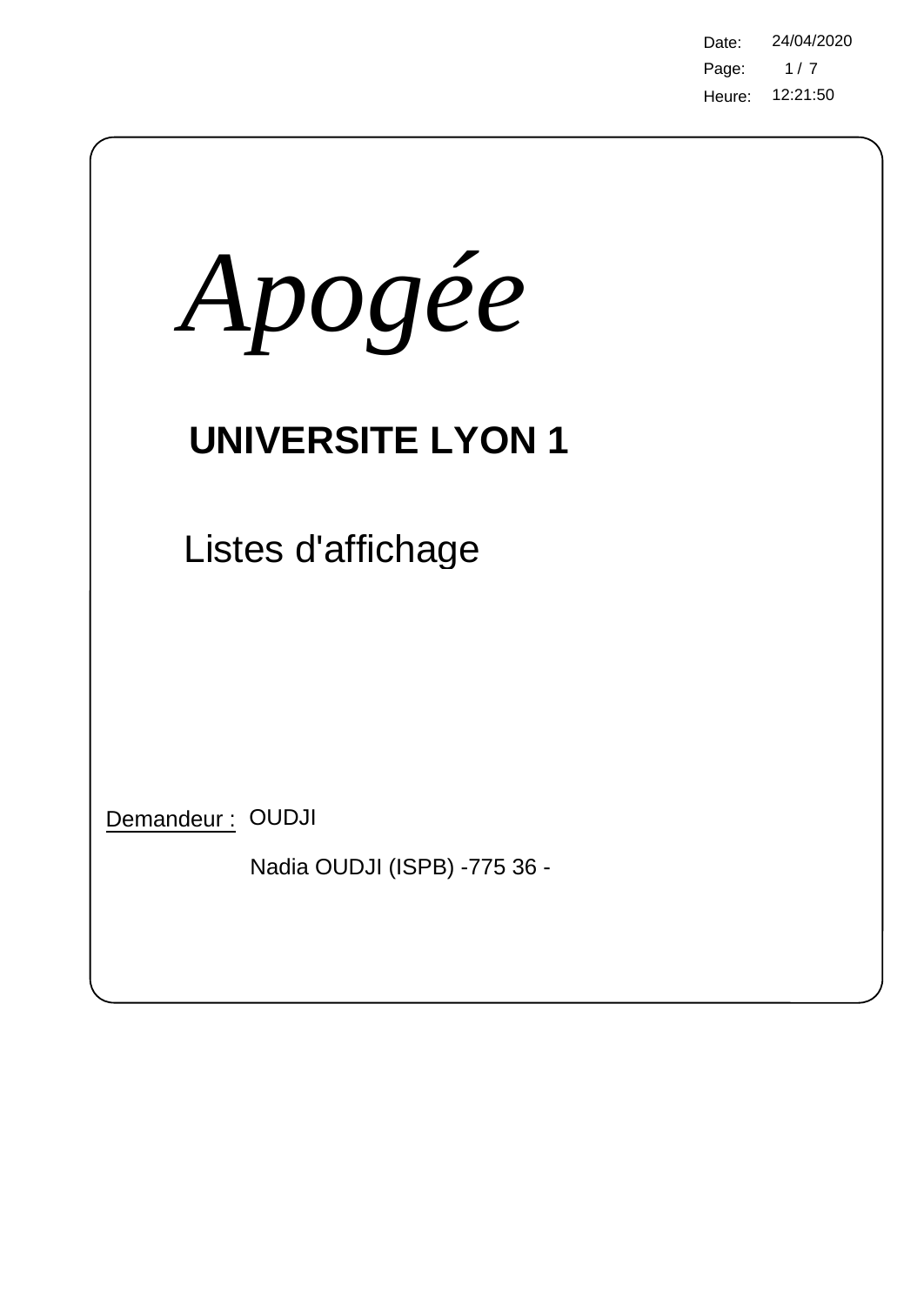# *Apogée*

## UNIVERSITE LYON 1

Listes d'affichage

Demandeur : OUDJI

Nadia OUDJI (ISPB) -775 36 -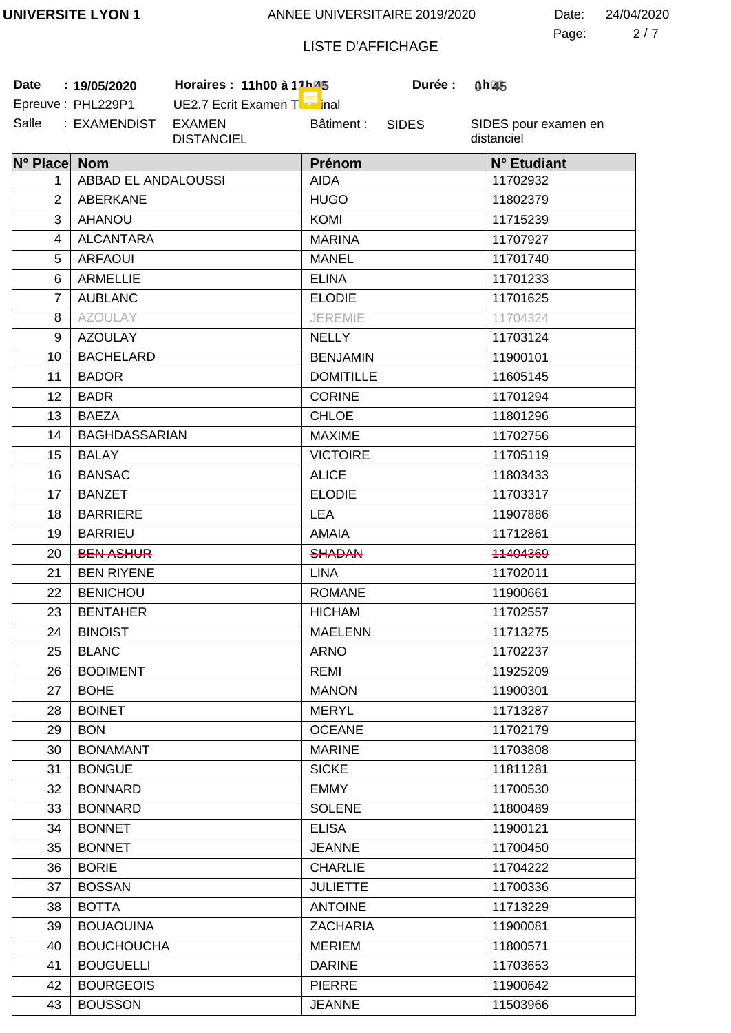UNIVERSITE LYON 1 — ANNEE UNIVERSITAIRE 2019/2020 — Date: 24/04/2020

LISTE D'AFFICHAGE

**Date** : **19/05/2020** — **Horaires : 11h00 à 11h45** — **Durée : 0h45**

Epreuve : PHL229P1 — UE2.7 Ecrit Examen Terminal

Salle : EXAMENDIST — EXAMEN DISTANCIEL — Bâtiment : SIDES — SIDES pour examen en distanciel

| N° Place | Nom | Prénom | N° Etudiant |
|---|---|---|---|
| 1 | ABBAD EL ANDALOUSSI | AIDA | 11702932 |
| 2 | ABERKANE | HUGO | 11802379 |
| 3 | AHANOU | KOMI | 11715239 |
| 4 | ALCANTARA | MARINA | 11707927 |
| 5 | ARFAOUI | MANEL | 11701740 |
| 6 | ARMELLIE | ELINA | 11701233 |
| 7 | AUBLANC | ELODIE | 11701625 |
| 8 | AZOULAY | JEREMIE | 11704324 |
| 9 | AZOULAY | NELLY | 11703124 |
| 10 | BACHELARD | BENJAMIN | 11900101 |
| 11 | BADOR | DOMITILLE | 11605145 |
| 12 | BADR | CORINE | 11701294 |
| 13 | BAEZA | CHLOE | 11801296 |
| 14 | BAGHDASSARIAN | MAXIME | 11702756 |
| 15 | BALAY | VICTOIRE | 11705119 |
| 16 | BANSAC | ALICE | 11803433 |
| 17 | BANZET | ELODIE | 11703317 |
| 18 | BARRIERE | LEA | 11907886 |
| 19 | BARRIEU | AMAIA | 11712861 |
| 20 | ~~BEN ASHUR~~ | ~~SHADAN~~ | ~~11404369~~ |
| 21 | BEN RIYENE | LINA | 11702011 |
| 22 | BENICHOU | ROMANE | 11900661 |
| 23 | BENTAHER | HICHAM | 11702557 |
| 24 | BINOIST | MAELENN | 11713275 |
| 25 | BLANC | ARNO | 11702237 |
| 26 | BODIMENT | REMI | 11925209 |
| 27 | BOHE | MANON | 11900301 |
| 28 | BOINET | MERYL | 11713287 |
| 29 | BON | OCEANE | 11702179 |
| 30 | BONAMANT | MARINE | 11703808 |
| 31 | BONGUE | SICKE | 11811281 |
| 32 | BONNARD | EMMY | 11700530 |
| 33 | BONNARD | SOLENE | 11800489 |
| 34 | BONNET | ELISA | 11900121 |
| 35 | BONNET | JEANNE | 11700450 |
| 36 | BORIE | CHARLIE | 11704222 |
| 37 | BOSSAN | JULIETTE | 11700336 |
| 38 | BOTTA | ANTOINE | 11713229 |
| 39 | BOUAOUINA | ZACHARIA | 11900081 |
| 40 | BOUCHOUCHA | MERIEM | 11800571 |
| 41 | BOUGUELLI | DARINE | 11703653 |
| 42 | BOURGEOIS | PIERRE | 11900642 |
| 43 | BOUSSON | JEANNE | 11503966 |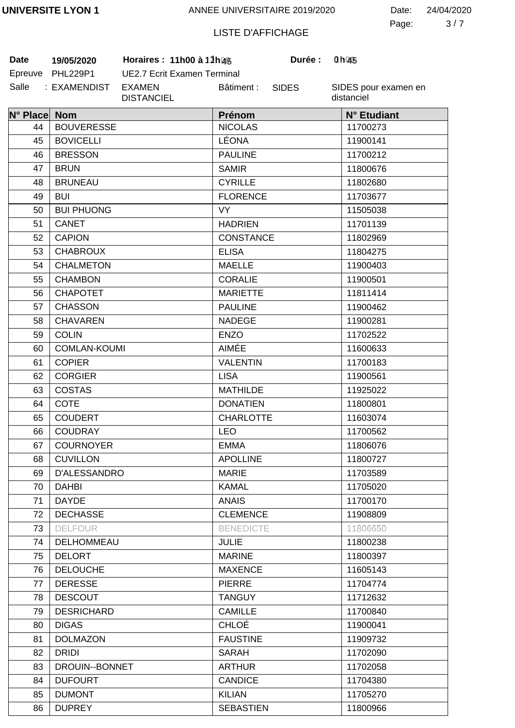**UNIVERSITE LYON 1** ANNEE UNIVERSITAIRE 2019/2020 Date: 24/04/2020

LISTE D'AFFICHAGE

**Date** **19/05/2020** **Horaires : 11h00 à 11h45** **Durée : 0 h 45**

Epreuve PHL229P1 UE2.7 Ecrit Examen Terminal

Salle : EXAMENDIST EXAMEN DISTANCIEL Bâtiment : SIDES SIDES pour examen en distanciel

| N° Place | Nom | Prénom | N° Etudiant |
|---|---|---|---|
| 44 | BOUVERESSE | NICOLAS | 11700273 |
| 45 | BOVICELLI | LÉONA | 11900141 |
| 46 | BRESSON | PAULINE | 11700212 |
| 47 | BRUN | SAMIR | 11800676 |
| 48 | BRUNEAU | CYRILLE | 11802680 |
| 49 | BUI | FLORENCE | 11703677 |
| 50 | BUI PHUONG | VY | 11505038 |
| 51 | CANET | HADRIEN | 11701139 |
| 52 | CAPION | CONSTANCE | 11802969 |
| 53 | CHABROUX | ELISA | 11804275 |
| 54 | CHALMETON | MAELLE | 11900403 |
| 55 | CHAMBON | CORALIE | 11900501 |
| 56 | CHAPOTET | MARIETTE | 11811414 |
| 57 | CHASSON | PAULINE | 11900462 |
| 58 | CHAVAREN | NADEGE | 11900281 |
| 59 | COLIN | ENZO | 11702522 |
| 60 | COMLAN-KOUMI | AIMÉE | 11600633 |
| 61 | COPIER | VALENTIN | 11700183 |
| 62 | CORGIER | LISA | 11900561 |
| 63 | COSTAS | MATHILDE | 11925022 |
| 64 | COTE | DONATIEN | 11800801 |
| 65 | COUDERT | CHARLOTTE | 11603074 |
| 66 | COUDRAY | LEO | 11700562 |
| 67 | COURNOYER | EMMA | 11806076 |
| 68 | CUVILLON | APOLLINE | 11800727 |
| 69 | D'ALESSANDRO | MARIE | 11703589 |
| 70 | DAHBI | KAMAL | 11705020 |
| 71 | DAYDE | ANAIS | 11700170 |
| 72 | DECHASSE | CLEMENCE | 11908809 |
| 73 | DELFOUR | BENEDICTE | 11806650 |
| 74 | DELHOMMEAU | JULIE | 11800238 |
| 75 | DELORT | MARINE | 11800397 |
| 76 | DELOUCHE | MAXENCE | 11605143 |
| 77 | DERESSE | PIERRE | 11704774 |
| 78 | DESCOUT | TANGUY | 11712632 |
| 79 | DESRICHARD | CAMILLE | 11700840 |
| 80 | DIGAS | CHLOÉ | 11900041 |
| 81 | DOLMAZON | FAUSTINE | 11909732 |
| 82 | DRIDI | SARAH | 11702090 |
| 83 | DROUIN--BONNET | ARTHUR | 11702058 |
| 84 | DUFOURT | CANDICE | 11704380 |
| 85 | DUMONT | KILIAN | 11705270 |
| 86 | DUPREY | SEBASTIEN | 11800966 |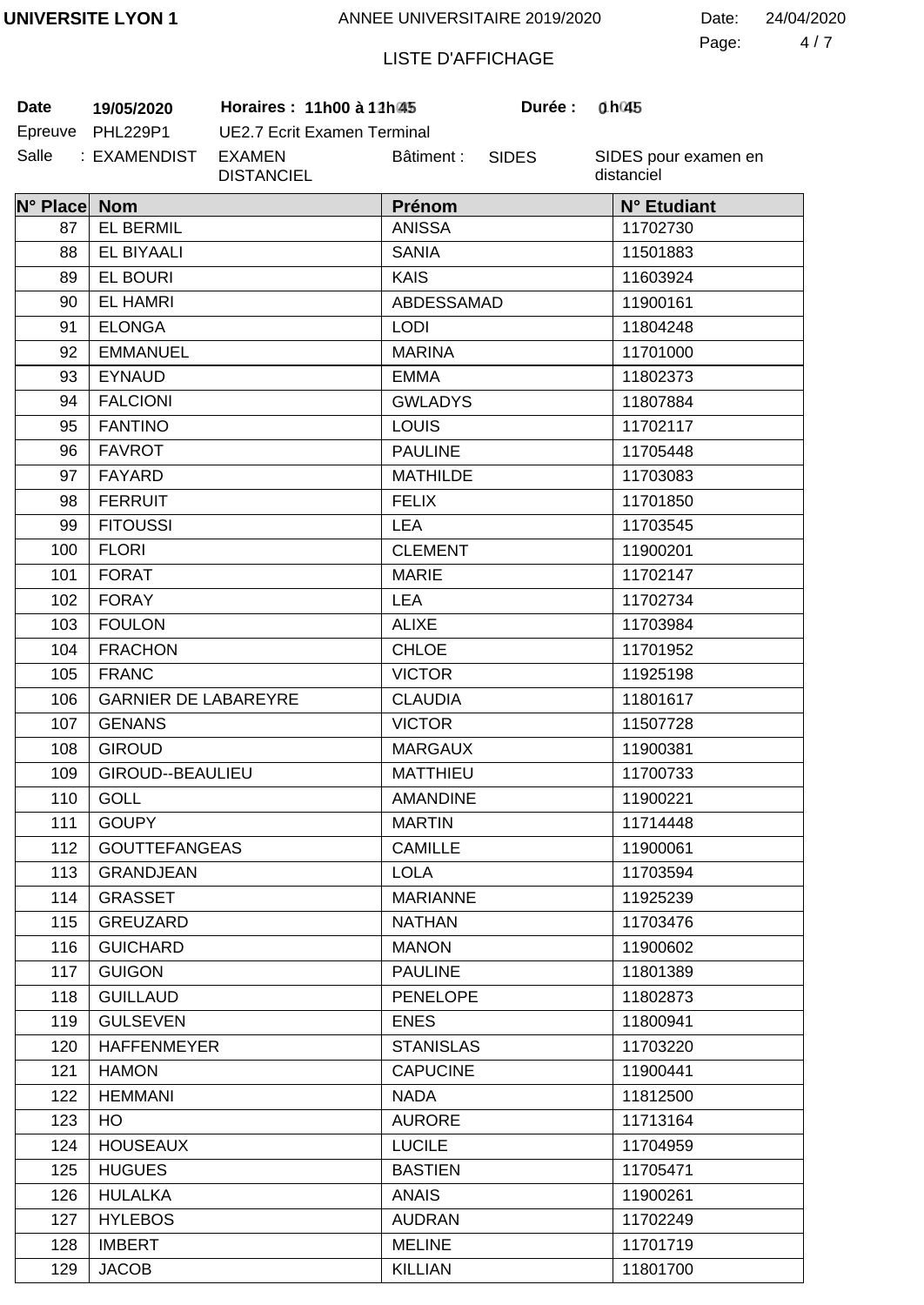UNIVERSITE LYON 1 — ANNEE UNIVERSITAIRE 2019/2020 — Date: 24/04/2020

LISTE D'AFFICHAGE

**Date** 19/05/2020 **Horaires :** 11h00 à 11h45 **Durée :** 0h45

Epreuve PHL229P1 UE2.7 Ecrit Examen Terminal

Salle : EXAMENDIST EXAMEN DISTANCIEL Bâtiment : SIDES SIDES pour examen en distanciel

| N° Place | Nom | Prénom | N° Etudiant |
|---|---|---|---|
| 87 | EL BERMIL | ANISSA | 11702730 |
| 88 | EL BIYAALI | SANIA | 11501883 |
| 89 | EL BOURI | KAIS | 11603924 |
| 90 | EL HAMRI | ABDESSAMAD | 11900161 |
| 91 | ELONGA | LODI | 11804248 |
| 92 | EMMANUEL | MARINA | 11701000 |
| 93 | EYNAUD | EMMA | 11802373 |
| 94 | FALCIONI | GWLADYS | 11807884 |
| 95 | FANTINO | LOUIS | 11702117 |
| 96 | FAVROT | PAULINE | 11705448 |
| 97 | FAYARD | MATHILDE | 11703083 |
| 98 | FERRUIT | FELIX | 11701850 |
| 99 | FITOUSSI | LEA | 11703545 |
| 100 | FLORI | CLEMENT | 11900201 |
| 101 | FORAT | MARIE | 11702147 |
| 102 | FORAY | LEA | 11702734 |
| 103 | FOULON | ALIXE | 11703984 |
| 104 | FRACHON | CHLOE | 11701952 |
| 105 | FRANC | VICTOR | 11925198 |
| 106 | GARNIER DE LABAREYRE | CLAUDIA | 11801617 |
| 107 | GENANS | VICTOR | 11507728 |
| 108 | GIROUD | MARGAUX | 11900381 |
| 109 | GIROUD--BEAULIEU | MATTHIEU | 11700733 |
| 110 | GOLL | AMANDINE | 11900221 |
| 111 | GOUPY | MARTIN | 11714448 |
| 112 | GOUTTEFANGEAS | CAMILLE | 11900061 |
| 113 | GRANDJEAN | LOLA | 11703594 |
| 114 | GRASSET | MARIANNE | 11925239 |
| 115 | GREUZARD | NATHAN | 11703476 |
| 116 | GUICHARD | MANON | 11900602 |
| 117 | GUIGON | PAULINE | 11801389 |
| 118 | GUILLAUD | PENELOPE | 11802873 |
| 119 | GULSEVEN | ENES | 11800941 |
| 120 | HAFFENMEYER | STANISLAS | 11703220 |
| 121 | HAMON | CAPUCINE | 11900441 |
| 122 | HEMMANI | NADA | 11812500 |
| 123 | HO | AURORE | 11713164 |
| 124 | HOUSEAUX | LUCILE | 11704959 |
| 125 | HUGUES | BASTIEN | 11705471 |
| 126 | HULALKA | ANAIS | 11900261 |
| 127 | HYLEBOS | AUDRAN | 11702249 |
| 128 | IMBERT | MELINE | 11701719 |
| 129 | JACOB | KILLIAN | 11801700 |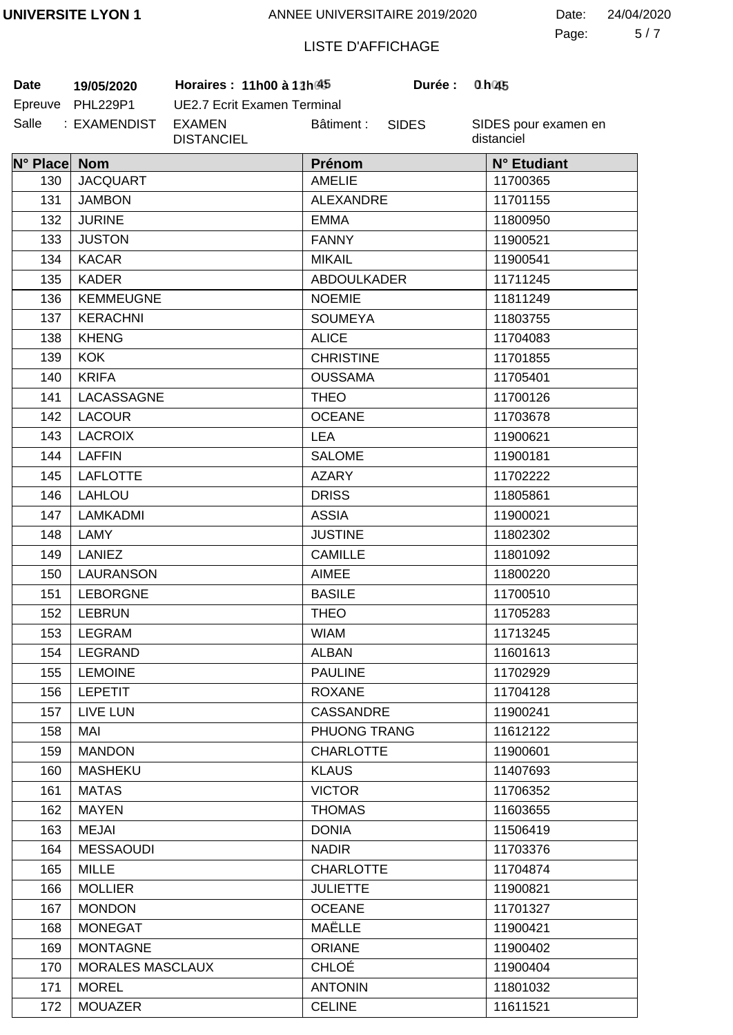UNIVERSITE LYON 1 — ANNEE UNIVERSITAIRE 2019/2020 — Date: 24/04/2020

LISTE D'AFFICHAGE

**Date** 19/05/2020 **Horaires : 11h00 à 11h45** **Durée : 0h45**

Epreuve PHL229P1 UE2.7 Ecrit Examen Terminal

Salle : EXAMENDIST EXAMEN DISTANCIEL Bâtiment : SIDES SIDES pour examen en distanciel

| N° Place | Nom | Prénom | N° Etudiant |
|---|---|---|---|
| 130 | JACQUART | AMELIE | 11700365 |
| 131 | JAMBON | ALEXANDRE | 11701155 |
| 132 | JURINE | EMMA | 11800950 |
| 133 | JUSTON | FANNY | 11900521 |
| 134 | KACAR | MIKAIL | 11900541 |
| 135 | KADER | ABDOULKADER | 11711245 |
| 136 | KEMMEUGNE | NOEMIE | 11811249 |
| 137 | KERACHNI | SOUMEYA | 11803755 |
| 138 | KHENG | ALICE | 11704083 |
| 139 | KOK | CHRISTINE | 11701855 |
| 140 | KRIFA | OUSSAMA | 11705401 |
| 141 | LACASSAGNE | THEO | 11700126 |
| 142 | LACOUR | OCEANE | 11703678 |
| 143 | LACROIX | LEA | 11900621 |
| 144 | LAFFIN | SALOME | 11900181 |
| 145 | LAFLOTTE | AZARY | 11702222 |
| 146 | LAHLOU | DRISS | 11805861 |
| 147 | LAMKADMI | ASSIA | 11900021 |
| 148 | LAMY | JUSTINE | 11802302 |
| 149 | LANIEZ | CAMILLE | 11801092 |
| 150 | LAURANSON | AIMEE | 11800220 |
| 151 | LEBORGNE | BASILE | 11700510 |
| 152 | LEBRUN | THEO | 11705283 |
| 153 | LEGRAM | WIAM | 11713245 |
| 154 | LEGRAND | ALBAN | 11601613 |
| 155 | LEMOINE | PAULINE | 11702929 |
| 156 | LEPETIT | ROXANE | 11704128 |
| 157 | LIVE LUN | CASSANDRE | 11900241 |
| 158 | MAI | PHUONG TRANG | 11612122 |
| 159 | MANDON | CHARLOTTE | 11900601 |
| 160 | MASHEKU | KLAUS | 11407693 |
| 161 | MATAS | VICTOR | 11706352 |
| 162 | MAYEN | THOMAS | 11603655 |
| 163 | MEJAI | DONIA | 11506419 |
| 164 | MESSAOUDI | NADIR | 11703376 |
| 165 | MILLE | CHARLOTTE | 11704874 |
| 166 | MOLLIER | JULIETTE | 11900821 |
| 167 | MONDON | OCEANE | 11701327 |
| 168 | MONEGAT | MAËLLE | 11900421 |
| 169 | MONTAGNE | ORIANE | 11900402 |
| 170 | MORALES MASCLAUX | CHLOÉ | 11900404 |
| 171 | MOREL | ANTONIN | 11801032 |
| 172 | MOUAZER | CELINE | 11611521 |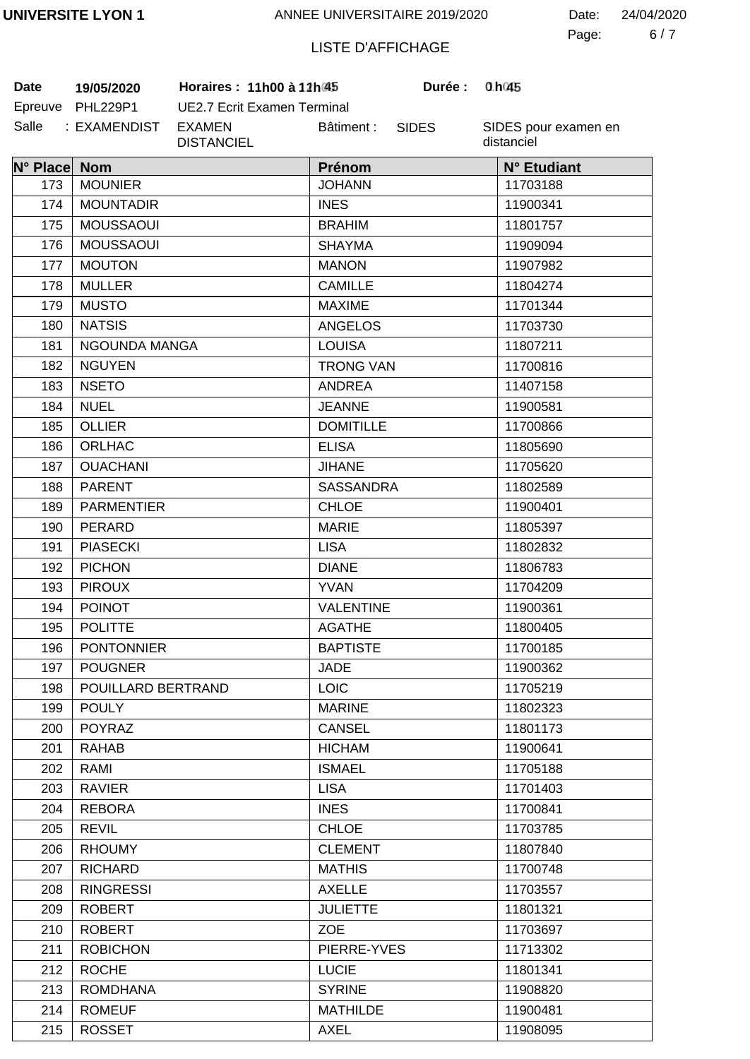UNIVERSITE LYON 1 — ANNEE UNIVERSITAIRE 2019/2020 — Date: 24/04/2020

LISTE D'AFFICHAGE

**Date** **19/05/2020** **Horaires : 11h00 à 11h45** **Durée : 0h45**

Epreuve PHL229P1 UE2.7 Ecrit Examen Terminal

Salle : EXAMENDIST EXAMEN DISTANCIEL Bâtiment : SIDES SIDES pour examen en distanciel

| N° Place | Nom | Prénom | N° Etudiant |
|---|---|---|---|
| 173 | MOUNIER | JOHANN | 11703188 |
| 174 | MOUNTADIR | INES | 11900341 |
| 175 | MOUSSAOUI | BRAHIM | 11801757 |
| 176 | MOUSSAOUI | SHAYMA | 11909094 |
| 177 | MOUTON | MANON | 11907982 |
| 178 | MULLER | CAMILLE | 11804274 |
| 179 | MUSTO | MAXIME | 11701344 |
| 180 | NATSIS | ANGELOS | 11703730 |
| 181 | NGOUNDA MANGA | LOUISA | 11807211 |
| 182 | NGUYEN | TRONG VAN | 11700816 |
| 183 | NSETO | ANDREA | 11407158 |
| 184 | NUEL | JEANNE | 11900581 |
| 185 | OLLIER | DOMITILLE | 11700866 |
| 186 | ORLHAC | ELISA | 11805690 |
| 187 | OUACHANI | JIHANE | 11705620 |
| 188 | PARENT | SASSANDRA | 11802589 |
| 189 | PARMENTIER | CHLOE | 11900401 |
| 190 | PERARD | MARIE | 11805397 |
| 191 | PIASECKI | LISA | 11802832 |
| 192 | PICHON | DIANE | 11806783 |
| 193 | PIROUX | YVAN | 11704209 |
| 194 | POINOT | VALENTINE | 11900361 |
| 195 | POLITTE | AGATHE | 11800405 |
| 196 | PONTONNIER | BAPTISTE | 11700185 |
| 197 | POUGNER | JADE | 11900362 |
| 198 | POUILLARD BERTRAND | LOIC | 11705219 |
| 199 | POULY | MARINE | 11802323 |
| 200 | POYRAZ | CANSEL | 11801173 |
| 201 | RAHAB | HICHAM | 11900641 |
| 202 | RAMI | ISMAEL | 11705188 |
| 203 | RAVIER | LISA | 11701403 |
| 204 | REBORA | INES | 11700841 |
| 205 | REVIL | CHLOE | 11703785 |
| 206 | RHOUMY | CLEMENT | 11807840 |
| 207 | RICHARD | MATHIS | 11700748 |
| 208 | RINGRESSI | AXELLE | 11703557 |
| 209 | ROBERT | JULIETTE | 11801321 |
| 210 | ROBERT | ZOE | 11703697 |
| 211 | ROBICHON | PIERRE-YVES | 11713302 |
| 212 | ROCHE | LUCIE | 11801341 |
| 213 | ROMDHANA | SYRINE | 11908820 |
| 214 | ROMEUF | MATHILDE | 11900481 |
| 215 | ROSSET | AXEL | 11908095 |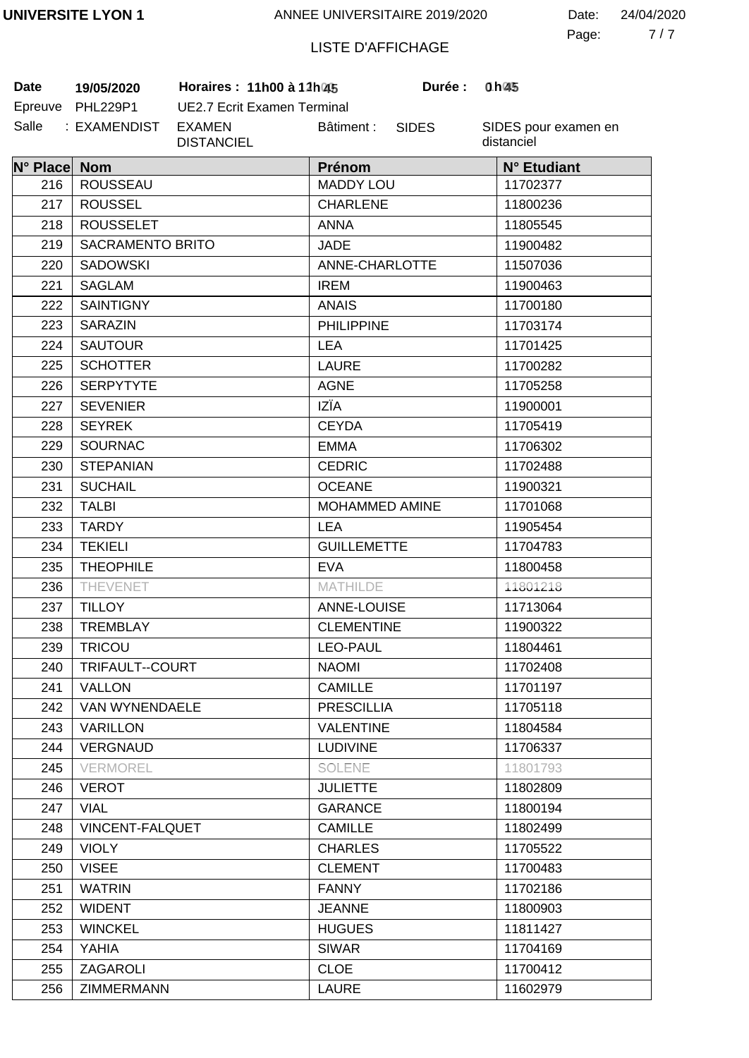UNIVERSITE LYON 1 — ANNEE UNIVERSITAIRE 2019/2020 — Date: 24/04/2020

LISTE D'AFFICHAGE

**Date** 19/05/2020 **Horaires : 11h00 à 11h45** **Durée : 0h45**

Epreuve PHL229P1 UE2.7 Ecrit Examen Terminal

Salle : EXAMENDIST EXAMEN DISTANCIEL Bâtiment : SIDES SIDES pour examen en distanciel

| N° Place | Nom | Prénom | N° Etudiant |
|---|---|---|---|
| 216 | ROUSSEAU | MADDY LOU | 11702377 |
| 217 | ROUSSEL | CHARLENE | 11800236 |
| 218 | ROUSSELET | ANNA | 11805545 |
| 219 | SACRAMENTO BRITO | JADE | 11900482 |
| 220 | SADOWSKI | ANNE-CHARLOTTE | 11507036 |
| 221 | SAGLAM | IREM | 11900463 |
| 222 | SAINTIGNY | ANAIS | 11700180 |
| 223 | SARAZIN | PHILIPPINE | 11703174 |
| 224 | SAUTOUR | LEA | 11701425 |
| 225 | SCHOTTER | LAURE | 11700282 |
| 226 | SERPYTYTE | AGNE | 11705258 |
| 227 | SEVENIER | IZÏA | 11900001 |
| 228 | SEYREK | CEYDA | 11705419 |
| 229 | SOURNAC | EMMA | 11706302 |
| 230 | STEPANIAN | CEDRIC | 11702488 |
| 231 | SUCHAIL | OCEANE | 11900321 |
| 232 | TALBI | MOHAMMED AMINE | 11701068 |
| 233 | TARDY | LEA | 11905454 |
| 234 | TEKIELI | GUILLEMETTE | 11704783 |
| 235 | THEOPHILE | EVA | 11800458 |
| 236 | THEVENET | MATHILDE | 11801218 |
| 237 | TILLOY | ANNE-LOUISE | 11713064 |
| 238 | TREMBLAY | CLEMENTINE | 11900322 |
| 239 | TRICOU | LEO-PAUL | 11804461 |
| 240 | TRIFAULT--COURT | NAOMI | 11702408 |
| 241 | VALLON | CAMILLE | 11701197 |
| 242 | VAN WYNENDAELE | PRESCILLIA | 11705118 |
| 243 | VARILLON | VALENTINE | 11804584 |
| 244 | VERGNAUD | LUDIVINE | 11706337 |
| 245 | VERMOREL | SOLENE | 11801793 |
| 246 | VEROT | JULIETTE | 11802809 |
| 247 | VIAL | GARANCE | 11800194 |
| 248 | VINCENT-FALQUET | CAMILLE | 11802499 |
| 249 | VIOLY | CHARLES | 11705522 |
| 250 | VISEE | CLEMENT | 11700483 |
| 251 | WATRIN | FANNY | 11702186 |
| 252 | WIDENT | JEANNE | 11800903 |
| 253 | WINCKEL | HUGUES | 11811427 |
| 254 | YAHIA | SIWAR | 11704169 |
| 255 | ZAGAROLI | CLOE | 11700412 |
| 256 | ZIMMERMANN | LAURE | 11602979 |